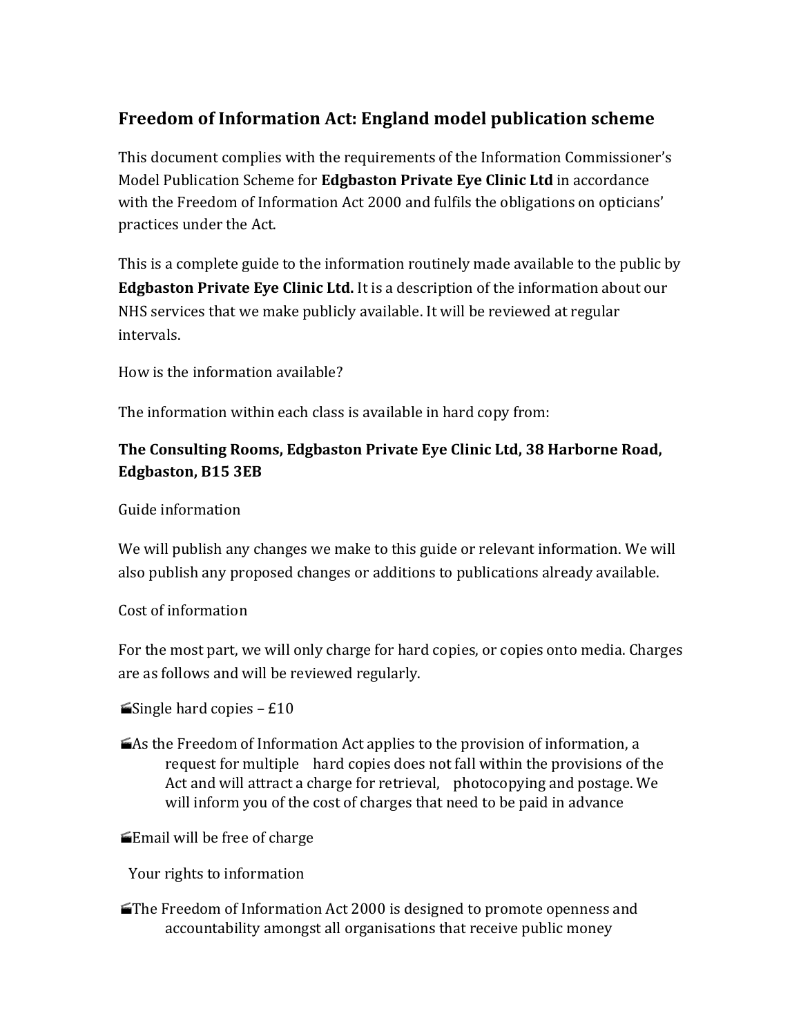## Freedom of Information Act: England model publication scheme

This document complies with the requirements of the Information Commissioner's Model Publication Scheme for **Edgbaston Private Eye Clinic Ltd** in accordance with the Freedom of Information Act 2000 and fulfils the obligations on opticians' practices under the Act.

This is a complete guide to the information routinely made available to the public by **Edgbaston Private Eye Clinic Ltd.** It is a description of the information about our NHS services that we make publicly available. It will be reviewed at regular intervals.

How is the information available?

The information within each class is available in hard copy from:

**The Consulting Rooms, Edgbaston Private Eye Clinic Ltd, 38 Harborne Road, Edgbaston, B15 3EB**

Guide information

We will publish any changes we make to this guide or relevant information. We will also publish any proposed changes or additions to publications already available.

Cost of information

For the most part, we will only charge for hard copies, or copies onto media. Charges are as follows and will be reviewed regularly.

- Single hard copies – £10
- As the Freedom of Information Act applies to the provision of information, a request for multiple hard copies does not fall within the provisions of the Act and will attract a charge for retrieval, photocopying and postage. We will inform you of the cost of charges that need to be paid in advance
- Email will be free of charge

Your rights to information

- The Freedom of Information Act 2000 is designed to promote openness and accountability amongst all organisations that receive public money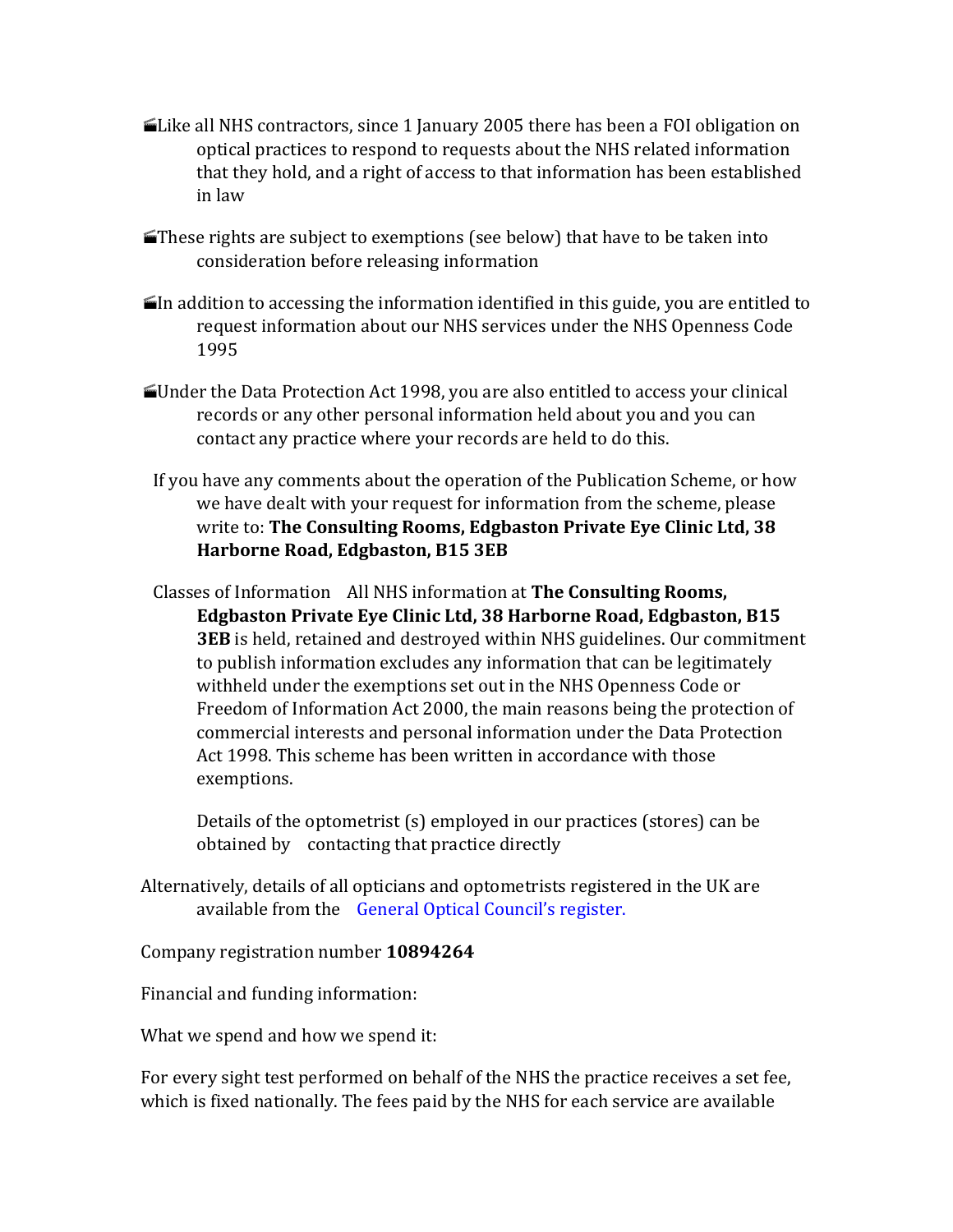- Like all NHS contractors, since 1 January 2005 there has been a FOI obligation on optical practices to respond to requests about the NHS related information that they hold, and a right of access to that information has been established in law

- These rights are subject to exemptions (see below) that have to be taken into consideration before releasing information

- In addition to accessing the information identified in this guide, you are entitled to request information about our NHS services under the NHS Openness Code 1995

- Under the Data Protection Act 1998, you are also entitled to access your clinical records or any other personal information held about you and you can contact any practice where your records are held to do this.

If you have any comments about the operation of the Publication Scheme, or how we have dealt with your request for information from the scheme, please write to: **The Consulting Rooms, Edgbaston Private Eye Clinic Ltd, 38 Harborne Road, Edgbaston, B15 3EB**

Classes of Information All NHS information at **The Consulting Rooms, Edgbaston Private Eye Clinic Ltd, 38 Harborne Road, Edgbaston, B15 3EB** is held, retained and destroyed within NHS guidelines. Our commitment to publish information excludes any information that can be legitimately withheld under the exemptions set out in the NHS Openness Code or Freedom of Information Act 2000, the main reasons being the protection of commercial interests and personal information under the Data Protection Act 1998. This scheme has been written in accordance with those exemptions.

Details of the optometrist (s) employed in our practices (stores) can be obtained by contacting that practice directly

Alternatively, details of all opticians and optometrists registered in the UK are available from the General Optical Council's register.

Company registration number **10894264**

Financial and funding information:

What we spend and how we spend it:

For every sight test performed on behalf of the NHS the practice receives a set fee, which is fixed nationally. The fees paid by the NHS for each service are available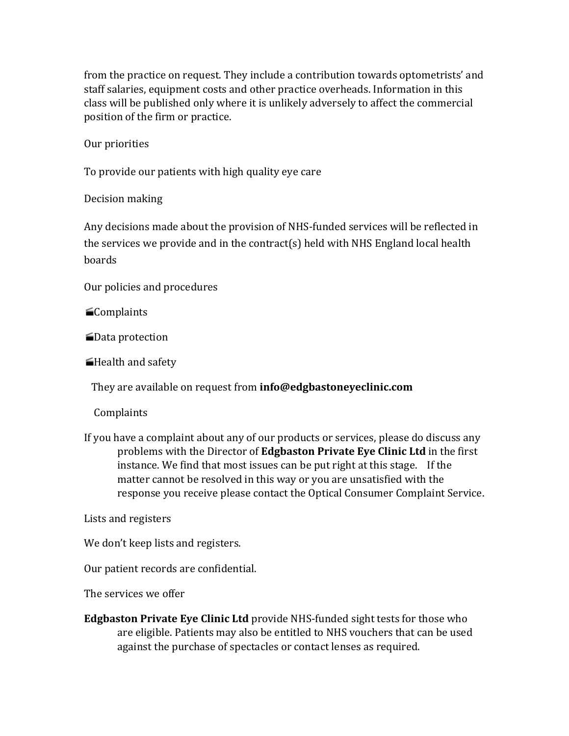from the practice on request. They include a contribution towards optometrists' and staff salaries, equipment costs and other practice overheads. Information in this class will be published only where it is unlikely adversely to affect the commercial position of the firm or practice.

Our priorities

To provide our patients with high quality eye care

Decision making

Any decisions made about the provision of NHS-funded services will be reflected in the services we provide and in the contract(s) held with NHS England local health boards

Our policies and procedures

- Complaints
- Data protection
- Health and safety

They are available on request from **info@edgbastoneyeclinic.com**

Complaints

If you have a complaint about any of our products or services, please do discuss any problems with the Director of **Edgbaston Private Eye Clinic Ltd** in the first instance. We find that most issues can be put right at this stage. If the matter cannot be resolved in this way or you are unsatisfied with the response you receive please contact the Optical Consumer Complaint Service.

Lists and registers

We don't keep lists and registers.

Our patient records are confidential.

The services we offer

**Edgbaston Private Eye Clinic Ltd** provide NHS-funded sight tests for those who are eligible. Patients may also be entitled to NHS vouchers that can be used against the purchase of spectacles or contact lenses as required.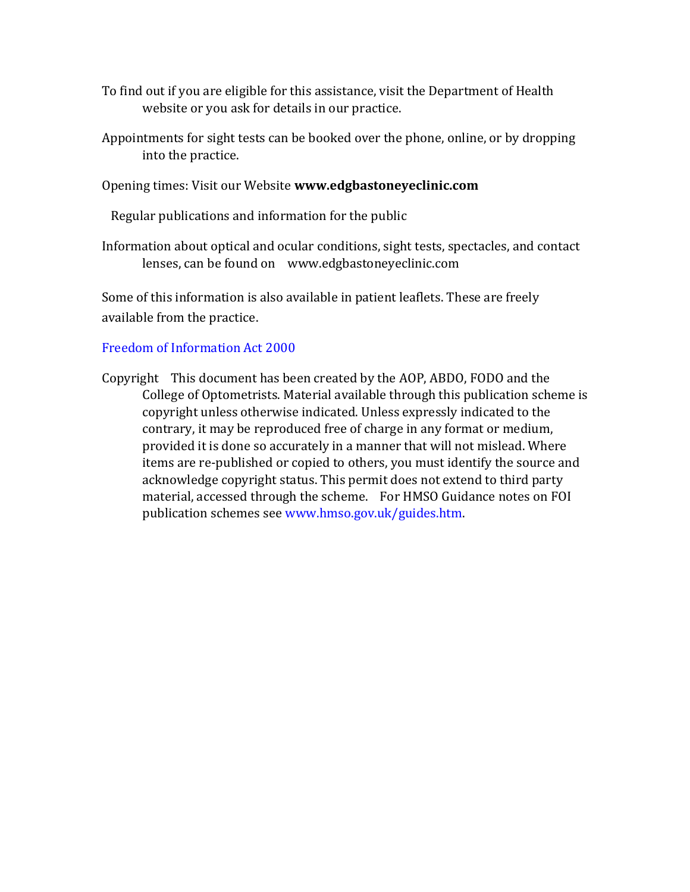To find out if you are eligible for this assistance, visit the Department of Health website or you ask for details in our practice.

Appointments for sight tests can be booked over the phone, online, or by dropping into the practice.

Opening times: Visit our Website **www.edgbastoneyeclinic.com**

Regular publications and information for the public

Information about optical and ocular conditions, sight tests, spectacles, and contact lenses, can be found on www.edgbastoneyeclinic.com

Some of this information is also available in patient leaflets. These are freely available from the practice.

Freedom of Information Act 2000

Copyright This document has been created by the AOP, ABDO, FODO and the College of Optometrists. Material available through this publication scheme is copyright unless otherwise indicated. Unless expressly indicated to the contrary, it may be reproduced free of charge in any format or medium, provided it is done so accurately in a manner that will not mislead. Where items are re-published or copied to others, you must identify the source and acknowledge copyright status. This permit does not extend to third party material, accessed through the scheme. For HMSO Guidance notes on FOI publication schemes see www.hmso.gov.uk/guides.htm.